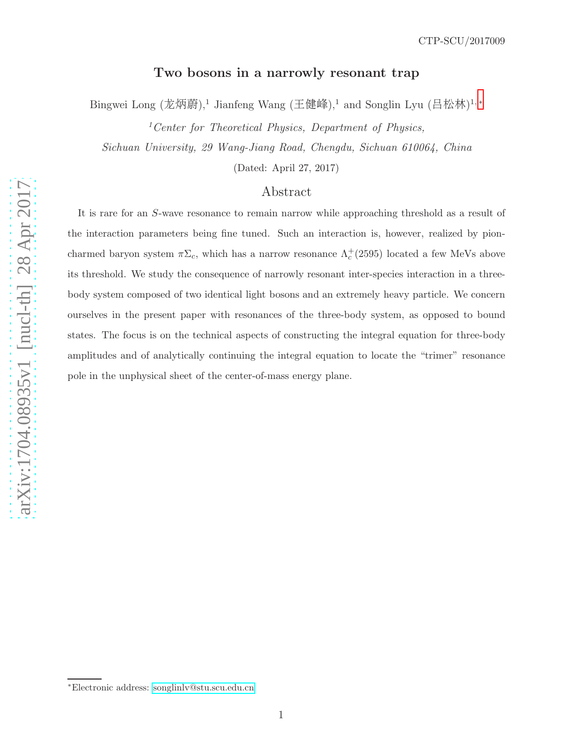CTP-SCU/2017009

# Two bosons in a narrowly resonant trap

Bingwei Long (龙炳蔚),[1] Jianfeng Wang (王健峰),[1] and Songlin Lyu (吕松林)[1,*]

[1] *Center for Theoretical Physics, Department of Physics, Sichuan University, 29 Wang-Jiang Road, Chengdu, Sichuan 610064, China*

(Dated: April 27, 2017)

## Abstract

It is rare for an $S$-wave resonance to remain narrow while approaching threshold as a result of the interaction parameters being fine tuned. Such an interaction is, however, realized by pion-charmed baryon system $\pi\Sigma_c$, which has a narrow resonance $\Lambda_c^+(2595)$ located a few MeVs above its threshold. We study the consequence of narrowly resonant inter-species interaction in a three-body system composed of two identical light bosons and an extremely heavy particle. We concern ourselves in the present paper with resonances of the three-body system, as opposed to bound states. The focus is on the technical aspects of constructing the integral equation for three-body amplitudes and of analytically continuing the integral equation to locate the "trimer" resonance pole in the unphysical sheet of the center-of-mass energy plane.

---

[*] Electronic address: songlinlv@stu.scu.edu.cn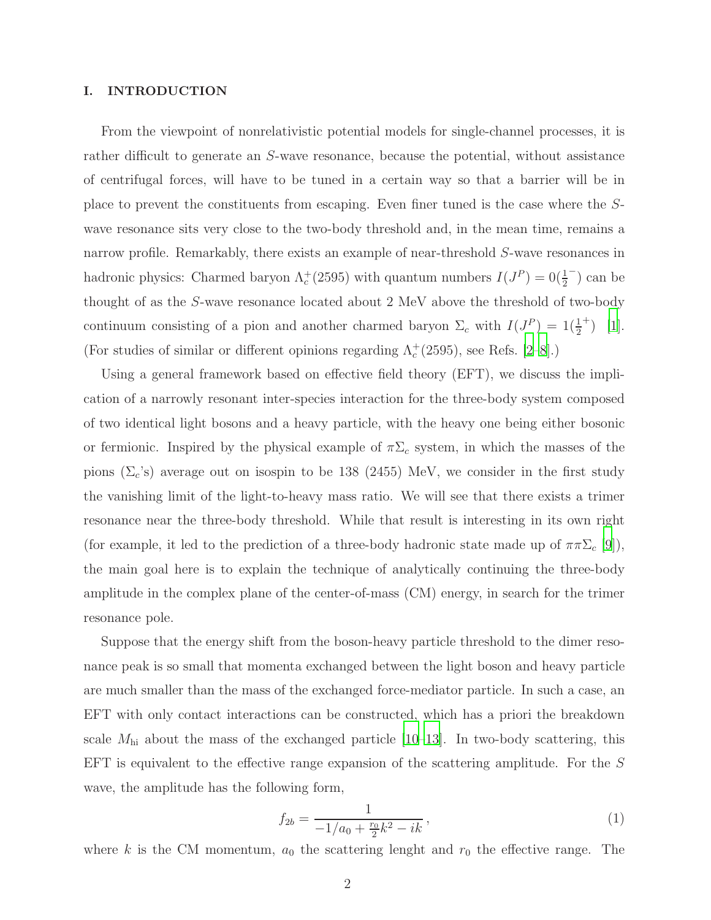## I. INTRODUCTION

From the viewpoint of nonrelativistic potential models for single-channel processes, it is rather difficult to generate an $S$-wave resonance, because the potential, without assistance of centrifugal forces, will have to be tuned in a certain way so that a barrier will be in place to prevent the constituents from escaping. Even finer tuned is the case where the $S$-wave resonance sits very close to the two-body threshold and, in the mean time, remains a narrow profile. Remarkably, there exists an example of near-threshold $S$-wave resonances in hadronic physics: Charmed baryon $\Lambda_c^+(2595)$ with quantum numbers $I(J^P) = 0(\frac{1}{2}^-)$ can be thought of as the $S$-wave resonance located about 2 MeV above the threshold of two-body continuum consisting of a pion and another charmed baryon $\Sigma_c$ with $I(J^P) = 1(\frac{1}{2}^+)$ [1]. (For studies of similar or different opinions regarding $\Lambda_c^+(2595)$, see Refs. [2–8].)

Using a general framework based on effective field theory (EFT), we discuss the implication of a narrowly resonant inter-species interaction for the three-body system composed of two identical light bosons and a heavy particle, with the heavy one being either bosonic or fermionic. Inspired by the physical example of $\pi\Sigma_c$ system, in which the masses of the pions ($\Sigma_c$'s) average out on isospin to be 138 (2455) MeV, we consider in the first study the vanishing limit of the light-to-heavy mass ratio. We will see that there exists a trimer resonance near the three-body threshold. While that result is interesting in its own right (for example, it led to the prediction of a three-body hadronic state made up of $\pi\pi\Sigma_c$ [9]), the main goal here is to explain the technique of analytically continuing the three-body amplitude in the complex plane of the center-of-mass (CM) energy, in search for the trimer resonance pole.

Suppose that the energy shift from the boson-heavy particle threshold to the dimer resonance peak is so small that momenta exchanged between the light boson and heavy particle are much smaller than the mass of the exchanged force-mediator particle. In such a case, an EFT with only contact interactions can be constructed, which has a priori the breakdown scale $M_{\rm hi}$ about the mass of the exchanged particle [10–13]. In two-body scattering, this EFT is equivalent to the effective range expansion of the scattering amplitude. For the $S$ wave, the amplitude has the following form,

$$f_{2b} = \frac{1}{-1/a_0 + \frac{r_0}{2}k^2 - ik}\,, \tag{1}$$

where $k$ is the CM momentum, $a_0$ the scattering lenght and $r_0$ the effective range. The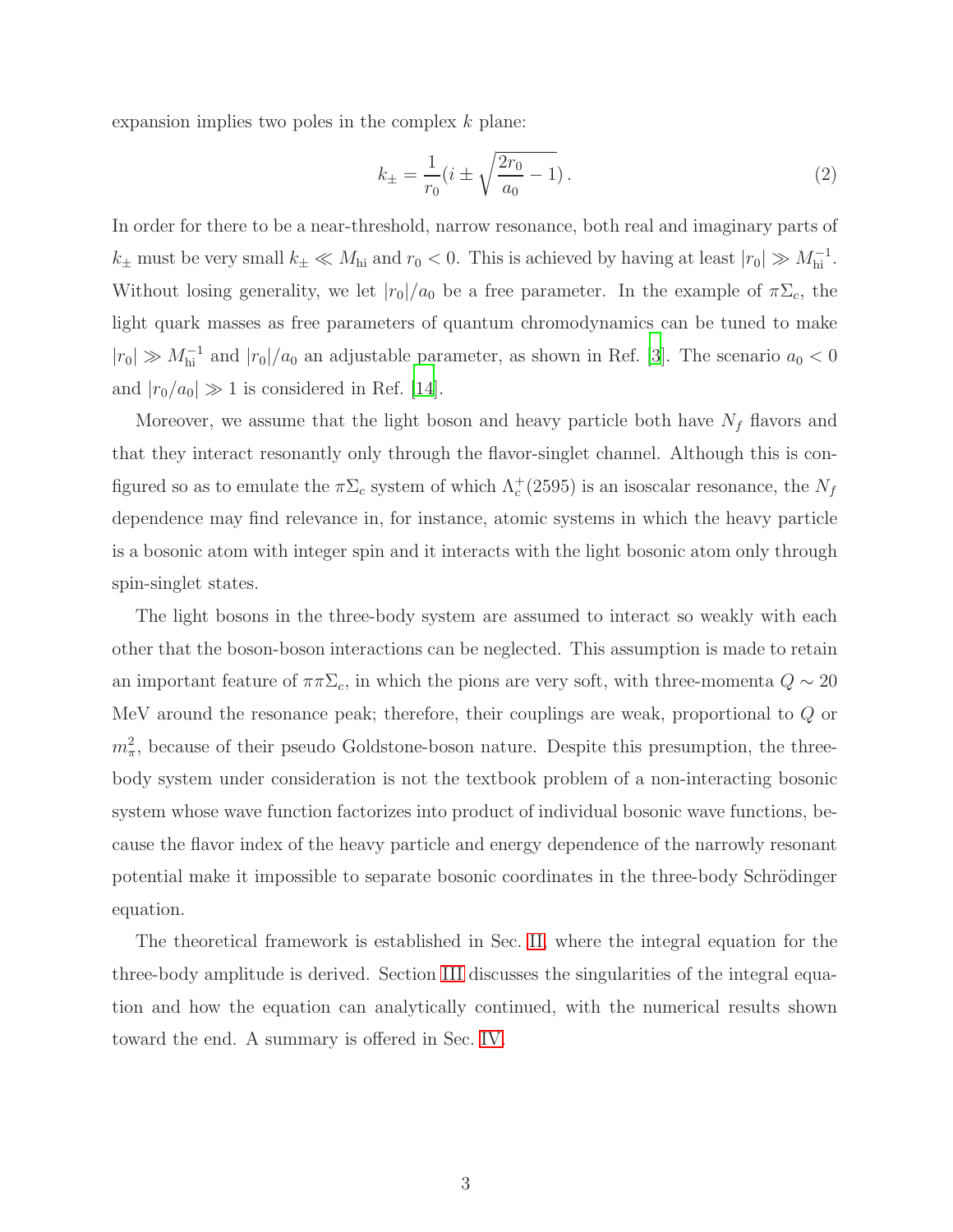expansion implies two poles in the complex $k$ plane:

$$k_{\pm} = \frac{1}{r_0}(i \pm \sqrt{\frac{2r_0}{a_0} - 1})\,. \tag{2}$$

In order for there to be a near-threshold, narrow resonance, both real and imaginary parts of $k_{\pm}$ must be very small $k_{\pm} \ll M_{\rm hi}$ and $r_0 < 0$. This is achieved by having at least $|r_0| \gg M_{\rm hi}^{-1}$. Without losing generality, we let $|r_0|/a_0$ be a free parameter. In the example of $\pi\Sigma_c$, the light quark masses as free parameters of quantum chromodynamics can be tuned to make $|r_0| \gg M_{\rm hi}^{-1}$ and $|r_0|/a_0$ an adjustable parameter, as shown in Ref. [3]. The scenario $a_0 < 0$ and $|r_0/a_0| \gg 1$ is considered in Ref. [14].

Moreover, we assume that the light boson and heavy particle both have $N_f$ flavors and that they interact resonantly only through the flavor-singlet channel. Although this is configured so as to emulate the $\pi\Sigma_c$ system of which $\Lambda_c^+(2595)$ is an isoscalar resonance, the $N_f$ dependence may find relevance in, for instance, atomic systems in which the heavy particle is a bosonic atom with integer spin and it interacts with the light bosonic atom only through spin-singlet states.

The light bosons in the three-body system are assumed to interact so weakly with each other that the boson-boson interactions can be neglected. This assumption is made to retain an important feature of $\pi\pi\Sigma_c$, in which the pions are very soft, with three-momenta $Q \sim 20$ MeV around the resonance peak; therefore, their couplings are weak, proportional to $Q$ or $m_\pi^2$, because of their pseudo Goldstone-boson nature. Despite this presumption, the three-body system under consideration is not the textbook problem of a non-interacting bosonic system whose wave function factorizes into product of individual bosonic wave functions, because the flavor index of the heavy particle and energy dependence of the narrowly resonant potential make it impossible to separate bosonic coordinates in the three-body Schrödinger equation.

The theoretical framework is established in Sec. II, where the integral equation for the three-body amplitude is derived. Section III discusses the singularities of the integral equation and how the equation can analytically continued, with the numerical results shown toward the end. A summary is offered in Sec. IV.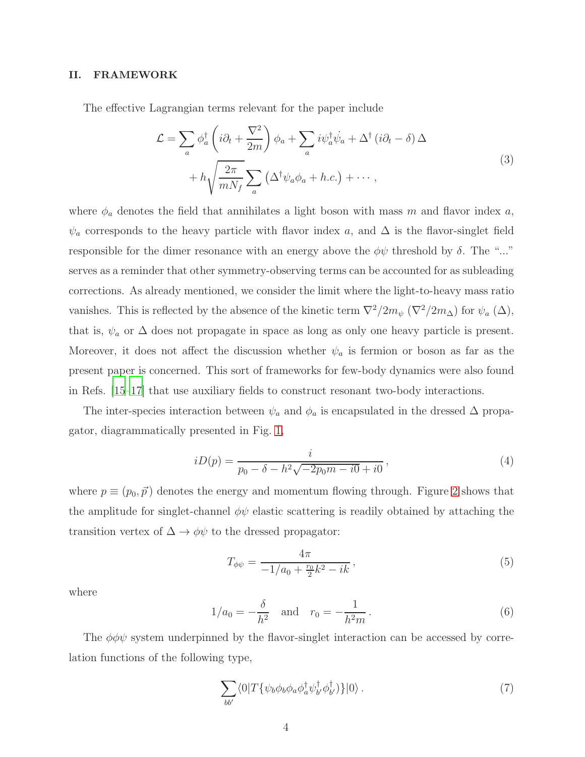## II. FRAMEWORK

The effective Lagrangian terms relevant for the paper include

$$
\begin{aligned}
\mathcal{L} = \sum_a \phi_a^\dagger \left( i\partial_t + \frac{\nabla^2}{2m} \right) \phi_a + \sum_a i\psi_a^\dagger \dot{\psi}_a + \Delta^\dagger \left( i\partial_t - \delta \right) \Delta \\
+ h\sqrt{\frac{2\pi}{mN_f}} \sum_a \left( \Delta^\dagger \psi_a \phi_a + h.c. \right) + \cdots ,
\end{aligned}
\tag{3}
$$

where $\phi_a$ denotes the field that annihilates a light boson with mass $m$ and flavor index $a$, $\psi_a$ corresponds to the heavy particle with flavor index $a$, and $\Delta$ is the flavor-singlet field responsible for the dimer resonance with an energy above the $\phi\psi$ threshold by $\delta$. The "..." serves as a reminder that other symmetry-observing terms can be accounted for as subleading corrections. As already mentioned, we consider the limit where the light-to-heavy mass ratio vanishes. This is reflected by the absence of the kinetic term $\nabla^2/2m_\psi$ ($\nabla^2/2m_\Delta$) for $\psi_a$ ($\Delta$), that is, $\psi_a$ or $\Delta$ does not propagate in space as long as only one heavy particle is present. Moreover, it does not affect the discussion whether $\psi_a$ is fermion or boson as far as the present paper is concerned. This sort of frameworks for few-body dynamics were also found in Refs. [15–17] that use auxiliary fields to construct resonant two-body interactions.

The inter-species interaction between $\psi_a$ and $\phi_a$ is encapsulated in the dressed $\Delta$ propagator, diagrammatically presented in Fig. 1,

$$
iD(p) = \frac{i}{p_0 - \delta - h^2\sqrt{-2p_0 m - i0} + i0} \,,
\tag{4}
$$

where $p \equiv (p_0, \vec{p}\,)$ denotes the energy and momentum flowing through. Figure 2 shows that the amplitude for singlet-channel $\phi\psi$ elastic scattering is readily obtained by attaching the transition vertex of $\Delta \to \phi\psi$ to the dressed propagator:

$$
T_{\phi\psi} = \frac{4\pi}{-1/a_0 + \frac{r_0}{2}k^2 - ik} \,,
\tag{5}
$$

where

$$
1/a_0 = -\frac{\delta}{h^2} \quad \text{and} \quad r_0 = -\frac{1}{h^2 m} \,.
\tag{6}
$$

The $\phi\phi\psi$ system underpinned by the flavor-singlet interaction can be accessed by correlation functions of the following type,

$$
\sum_{bb'} \langle 0 | T\{ \psi_b \phi_b \phi_a \phi_a^\dagger \psi_{b'}^\dagger \phi_{b'}^\dagger ) \} | 0 \rangle \,.
\tag{7}
$$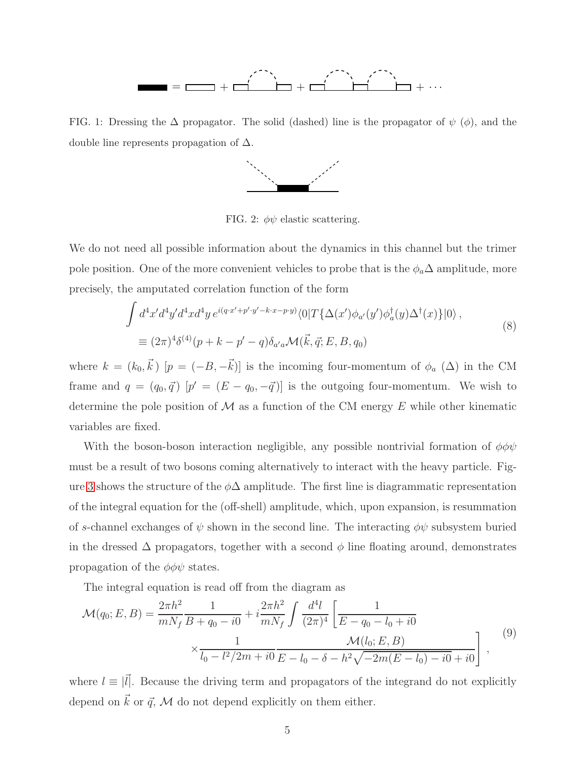FIG. 1: Dressing the $\Delta$ propagator. The solid (dashed) line is the propagator of $\psi$ ($\phi$), and the double line represents propagation of $\Delta$.

FIG. 2: $\phi\psi$ elastic scattering.

We do not need all possible information about the dynamics in this channel but the trimer pole position. One of the more convenient vehicles to probe that is the $\phi_a\Delta$ amplitude, more precisely, the amputated correlation function of the form

$$
\begin{aligned}
&\int d^4x' d^4y' d^4x d^4y \, e^{i(q\cdot x' + p'\cdot y' - k\cdot x - p\cdot y)} \langle 0 | T\{\Delta(x')\phi_{a'}(y')\phi_a^\dagger(y)\Delta^\dagger(x)\}|0\rangle \,, \\
&\equiv (2\pi)^4 \delta^{(4)}(p + k - p' - q)\delta_{a'a}\mathcal{M}(\vec{k}, \vec{q}; E, B, q_0)
\end{aligned}
\tag{8}
$$

where $k = (k_0, \vec{k}\,)$ [$p = (-B, -\vec{k})$] is the incoming four-momentum of $\phi_a$ ($\Delta$) in the CM frame and $q = (q_0, \vec{q}\,)$ [$p' = (E - q_0, -\vec{q})$] is the outgoing four-momentum. We wish to determine the pole position of $\mathcal{M}$ as a function of the CM energy $E$ while other kinematic variables are fixed.

With the boson-boson interaction negligible, any possible nontrivial formation of $\phi\phi\psi$ must be a result of two bosons coming alternatively to interact with the heavy particle. Figure 3 shows the structure of the $\phi\Delta$ amplitude. The first line is diagrammatic representation of the integral equation for the (off-shell) amplitude, which, upon expansion, is resummation of $s$-channel exchanges of $\psi$ shown in the second line. The interacting $\phi\psi$ subsystem buried in the dressed $\Delta$ propagators, together with a second $\phi$ line floating around, demonstrates propagation of the $\phi\phi\psi$ states.

The integral equation is read off from the diagram as

$$
\begin{aligned}
\mathcal{M}(q_0; E, B) = \frac{2\pi h^2}{mN_f}\frac{1}{B + q_0 - i0} + i\frac{2\pi h^2}{mN_f}\int \frac{d^4 l}{(2\pi)^4}\Bigg[&\frac{1}{E - q_0 - l_0 + i0} \\
\times &\frac{1}{l_0 - l^2/2m + i0}\frac{\mathcal{M}(l_0; E, B)}{E - l_0 - \delta - h^2\sqrt{-2m(E - l_0) - i0} + i0}\Bigg] \,,
\end{aligned}
\tag{9}
$$

where $l \equiv |\vec{l}|$. Because the driving term and propagators of the integrand do not explicitly depend on $\vec{k}$ or $\vec{q}$, $\mathcal{M}$ do not depend explicitly on them either.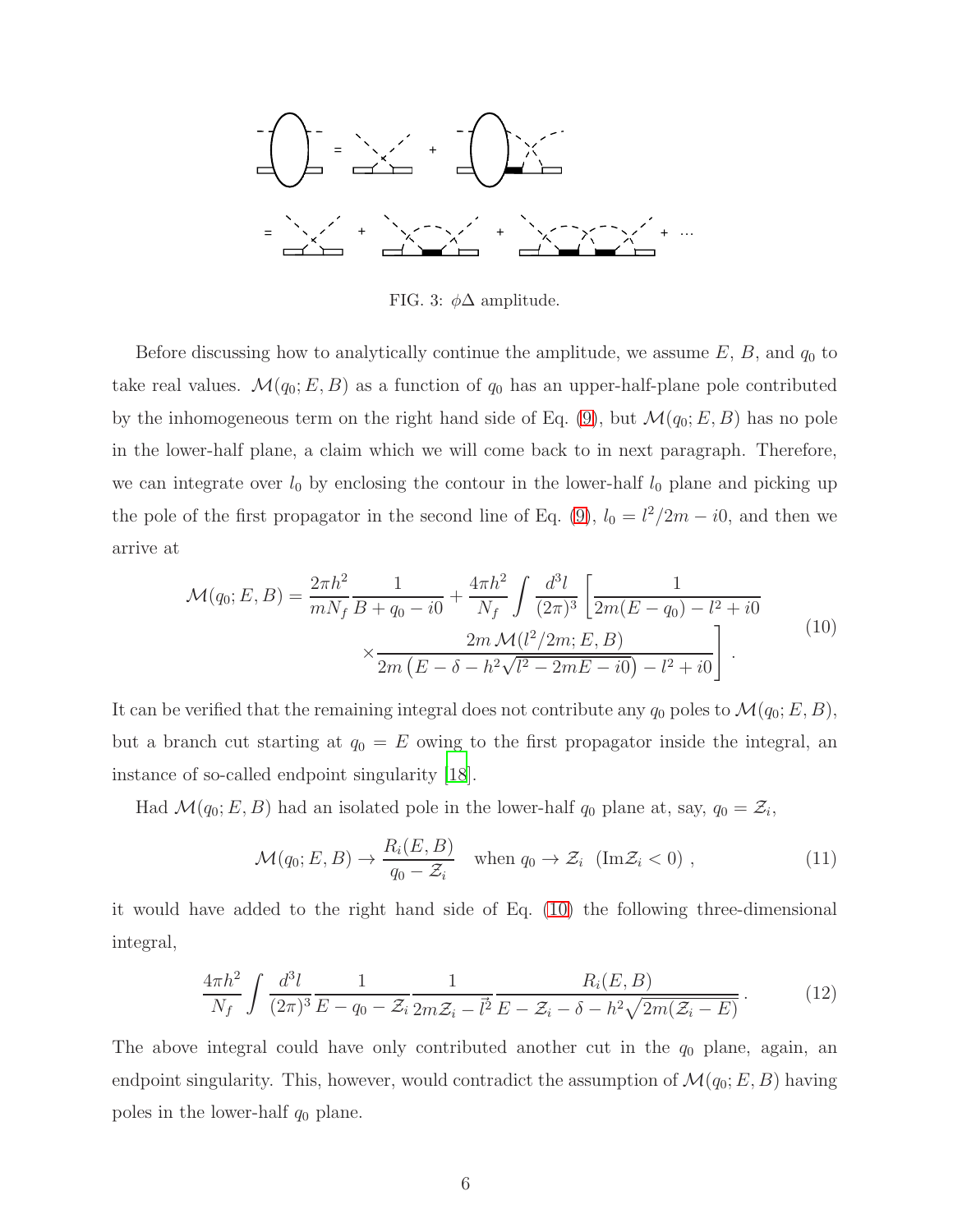FIG. 3: $\phi\Delta$ amplitude.

Before discussing how to analytically continue the amplitude, we assume $E$, $B$, and $q_0$ to take real values. $\mathcal{M}(q_0; E, B)$ as a function of $q_0$ has an upper-half-plane pole contributed by the inhomogeneous term on the right hand side of Eq. (9), but $\mathcal{M}(q_0; E, B)$ has no pole in the lower-half plane, a claim which we will come back to in next paragraph. Therefore, we can integrate over $l_0$ by enclosing the contour in the lower-half $l_0$ plane and picking up the pole of the first propagator in the second line of Eq. (9), $l_0 = l^2/2m - i0$, and then we arrive at

$$
\begin{aligned}
\mathcal{M}(q_0; E, B) = \frac{2\pi h^2}{m N_f} \frac{1}{B + q_0 - i0} + \frac{4\pi h^2}{N_f} \int \frac{d^3 l}{(2\pi)^3} \Bigg[ & \frac{1}{2m(E - q_0) - l^2 + i0} \\
& \times \frac{2m\, \mathcal{M}(l^2/2m; E, B)}{2m\left(E - \delta - h^2\sqrt{l^2 - 2mE - i0}\right) - l^2 + i0} \Bigg] .
\end{aligned}
\tag{10}
$$

It can be verified that the remaining integral does not contribute any $q_0$ poles to $\mathcal{M}(q_0; E, B)$, but a branch cut starting at $q_0 = E$ owing to the first propagator inside the integral, an instance of so-called endpoint singularity [18].

Had $\mathcal{M}(q_0; E, B)$ had an isolated pole in the lower-half $q_0$ plane at, say, $q_0 = \mathcal{Z}_i$,

$$
\mathcal{M}(q_0; E, B) \to \frac{R_i(E, B)}{q_0 - \mathcal{Z}_i} \quad \text{when } q_0 \to \mathcal{Z}_i \;\; (\mathrm{Im}\mathcal{Z}_i < 0) \,, \tag{11}
$$

it would have added to the right hand side of Eq. (10) the following three-dimensional integral,

$$
\frac{4\pi h^2}{N_f} \int \frac{d^3 l}{(2\pi)^3} \frac{1}{E - q_0 - \mathcal{Z}_i} \frac{1}{2m\mathcal{Z}_i - \vec{l}^2} \frac{R_i(E, B)}{E - \mathcal{Z}_i - \delta - h^2\sqrt{2m(\mathcal{Z}_i - E)}} \,. \tag{12}
$$

The above integral could have only contributed another cut in the $q_0$ plane, again, an endpoint singularity. This, however, would contradict the assumption of $\mathcal{M}(q_0; E, B)$ having poles in the lower-half $q_0$ plane.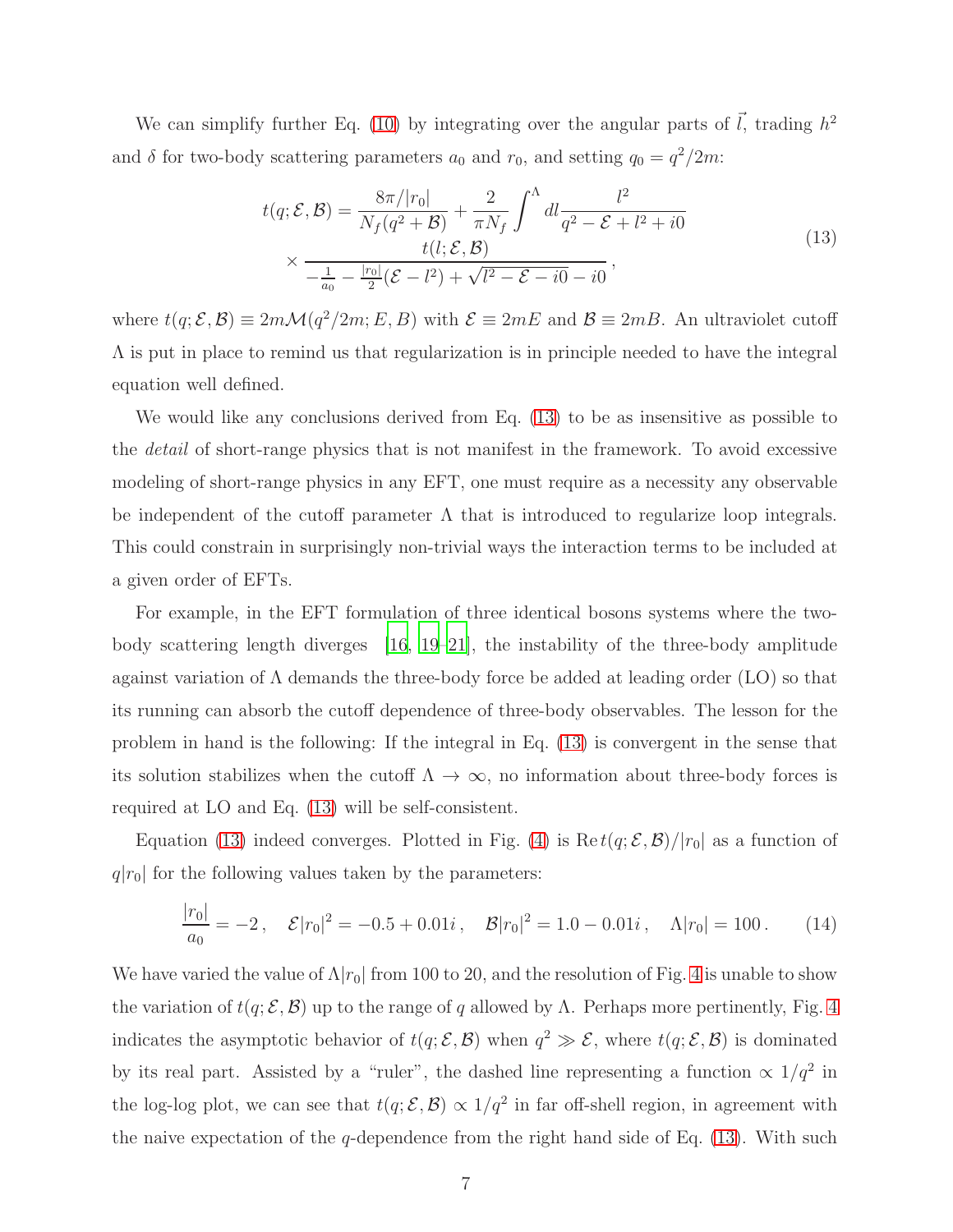We can simplify further Eq. (10) by integrating over the angular parts of $\vec{l}$, trading $h^2$ and $\delta$ for two-body scattering parameters $a_0$ and $r_0$, and setting $q_0 = q^2/2m$:

$$
\begin{aligned}
t(q;\mathcal{E},\mathcal{B}) = & \frac{8\pi/|r_0|}{N_f(q^2+\mathcal{B})} + \frac{2}{\pi N_f}\int^{\Lambda} dl \frac{l^2}{q^2-\mathcal{E}+l^2+i0} \\
& \times \frac{t(l;\mathcal{E},\mathcal{B})}{-\frac{1}{a_0}-\frac{|r_0|}{2}(\mathcal{E}-l^2)+\sqrt{l^2-\mathcal{E}-i0}-i0}\,,
\end{aligned}
\tag{13}
$$

where $t(q;\mathcal{E},\mathcal{B}) \equiv 2m\mathcal{M}(q^2/2m;E,B)$ with $\mathcal{E}\equiv 2mE$ and $\mathcal{B}\equiv 2mB$. An ultraviolet cutoff $\Lambda$ is put in place to remind us that regularization is in principle needed to have the integral equation well defined.

We would like any conclusions derived from Eq. (13) to be as insensitive as possible to the *detail* of short-range physics that is not manifest in the framework. To avoid excessive modeling of short-range physics in any EFT, one must require as a necessity any observable be independent of the cutoff parameter $\Lambda$ that is introduced to regularize loop integrals. This could constrain in surprisingly non-trivial ways the interaction terms to be included at a given order of EFTs.

For example, in the EFT formulation of three identical bosons systems where the two-body scattering length diverges [16, 19–21], the instability of the three-body amplitude against variation of $\Lambda$ demands the three-body force be added at leading order (LO) so that its running can absorb the cutoff dependence of three-body observables. The lesson for the problem in hand is the following: If the integral in Eq. (13) is convergent in the sense that its solution stabilizes when the cutoff $\Lambda\to\infty$, no information about three-body forces is required at LO and Eq. (13) will be self-consistent.

Equation (13) indeed converges. Plotted in Fig. (4) is $\mathrm{Re}\,t(q;\mathcal{E},\mathcal{B})/|r_0|$ as a function of $q|r_0|$ for the following values taken by the parameters:

$$
\frac{|r_0|}{a_0} = -2\,,\quad \mathcal{E}|r_0|^2 = -0.5+0.01i\,,\quad \mathcal{B}|r_0|^2 = 1.0-0.01i\,,\quad \Lambda|r_0| = 100\,. \tag{14}
$$

We have varied the value of $\Lambda|r_0|$ from 100 to 20, and the resolution of Fig. 4 is unable to show the variation of $t(q;\mathcal{E},\mathcal{B})$ up to the range of $q$ allowed by $\Lambda$. Perhaps more pertinently, Fig. 4 indicates the asymptotic behavior of $t(q;\mathcal{E},\mathcal{B})$ when $q^2\gg\mathcal{E}$, where $t(q;\mathcal{E},\mathcal{B})$ is dominated by its real part. Assisted by a "ruler", the dashed line representing a function $\propto 1/q^2$ in the log-log plot, we can see that $t(q;\mathcal{E},\mathcal{B})\propto 1/q^2$ in far off-shell region, in agreement with the naive expectation of the $q$-dependence from the right hand side of Eq. (13). With such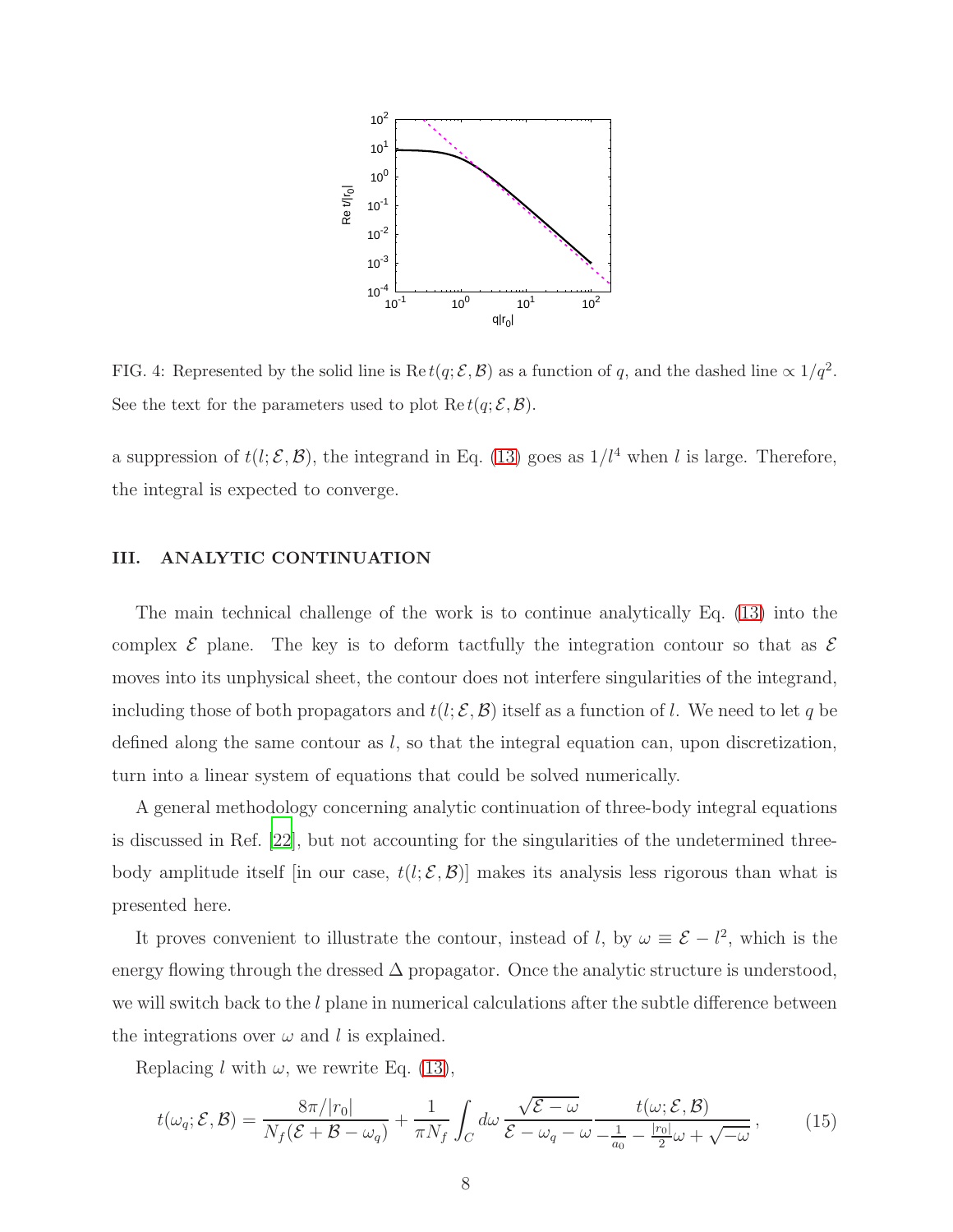FIG. 4: Represented by the solid line is $\mathrm{Re}\, t(q; \mathcal{E}, \mathcal{B})$ as a function of $q$, and the dashed line $\propto 1/q^2$. See the text for the parameters used to plot $\mathrm{Re}\, t(q; \mathcal{E}, \mathcal{B})$.

a suppression of $t(l; \mathcal{E}, \mathcal{B})$, the integrand in Eq. (13) goes as $1/l^4$ when $l$ is large. Therefore, the integral is expected to converge.

## III. ANALYTIC CONTINUATION

The main technical challenge of the work is to continue analytically Eq. (13) into the complex $\mathcal{E}$ plane. The key is to deform tactfully the integration contour so that as $\mathcal{E}$ moves into its unphysical sheet, the contour does not interfere singularities of the integrand, including those of both propagators and $t(l; \mathcal{E}, \mathcal{B})$ itself as a function of $l$. We need to let $q$ be defined along the same contour as $l$, so that the integral equation can, upon discretization, turn into a linear system of equations that could be solved numerically.

A general methodology concerning analytic continuation of three-body integral equations is discussed in Ref. [22], but not accounting for the singularities of the undetermined three-body amplitude itself [in our case, $t(l; \mathcal{E}, \mathcal{B})$] makes its analysis less rigorous than what is presented here.

It proves convenient to illustrate the contour, instead of $l$, by $\omega \equiv \mathcal{E} - l^2$, which is the energy flowing through the dressed $\Delta$ propagator. Once the analytic structure is understood, we will switch back to the $l$ plane in numerical calculations after the subtle difference between the integrations over $\omega$ and $l$ is explained.

Replacing $l$ with $\omega$, we rewrite Eq. (13),

$$t(\omega_q; \mathcal{E}, \mathcal{B}) = \frac{8\pi/|r_0|}{N_f(\mathcal{E} + \mathcal{B} - \omega_q)} + \frac{1}{\pi N_f} \int_C d\omega \, \frac{\sqrt{\mathcal{E} - \omega}}{\mathcal{E} - \omega_q - \omega} \frac{t(\omega; \mathcal{E}, \mathcal{B})}{-\frac{1}{a_0} - \frac{|r_0|}{2}\omega + \sqrt{-\omega}} \,, \tag{15}$$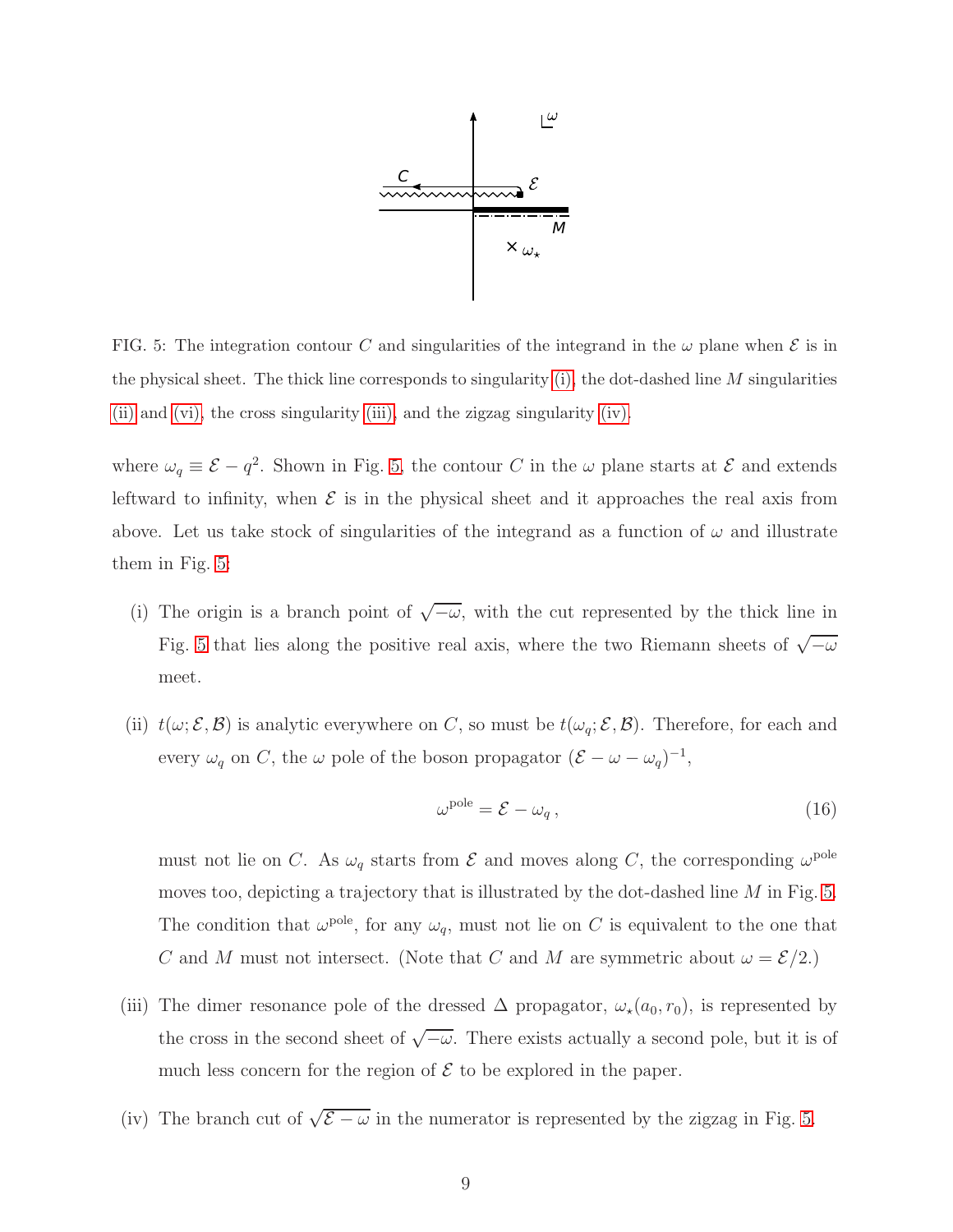FIG. 5: The integration contour $C$ and singularities of the integrand in the $\omega$ plane when $\mathcal{E}$ is in the physical sheet. The thick line corresponds to singularity (i), the dot-dashed line $M$ singularities (ii) and (vi), the cross singularity (iii), and the zigzag singularity (iv).

where $\omega_q \equiv \mathcal{E} - q^2$. Shown in Fig. 5, the contour $C$ in the $\omega$ plane starts at $\mathcal{E}$ and extends leftward to infinity, when $\mathcal{E}$ is in the physical sheet and it approaches the real axis from above. Let us take stock of singularities of the integrand as a function of $\omega$ and illustrate them in Fig. 5:

(i) The origin is a branch point of $\sqrt{-\omega}$, with the cut represented by the thick line in Fig. 5 that lies along the positive real axis, where the two Riemann sheets of $\sqrt{-\omega}$ meet.

(ii) $t(\omega; \mathcal{E}, \mathcal{B})$ is analytic everywhere on $C$, so must be $t(\omega_q; \mathcal{E}, \mathcal{B})$. Therefore, for each and every $\omega_q$ on $C$, the $\omega$ pole of the boson propagator $(\mathcal{E} - \omega - \omega_q)^{-1}$,

$$\omega^{\text{pole}} = \mathcal{E} - \omega_q \,, \tag{16}$$

must not lie on $C$. As $\omega_q$ starts from $\mathcal{E}$ and moves along $C$, the corresponding $\omega^{\text{pole}}$ moves too, depicting a trajectory that is illustrated by the dot-dashed line $M$ in Fig. 5. The condition that $\omega^{\text{pole}}$, for any $\omega_q$, must not lie on $C$ is equivalent to the one that $C$ and $M$ must not intersect. (Note that $C$ and $M$ are symmetric about $\omega = \mathcal{E}/2$.)

(iii) The dimer resonance pole of the dressed $\Delta$ propagator, $\omega_\star(a_0, r_0)$, is represented by the cross in the second sheet of $\sqrt{-\omega}$. There exists actually a second pole, but it is of much less concern for the region of $\mathcal{E}$ to be explored in the paper.

(iv) The branch cut of $\sqrt{\mathcal{E} - \omega}$ in the numerator is represented by the zigzag in Fig. 5.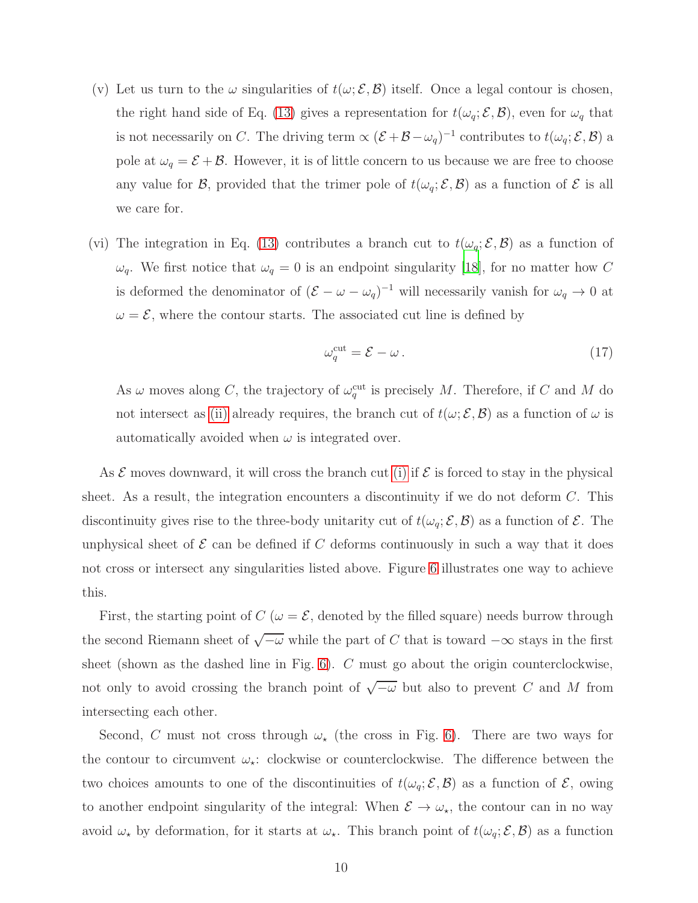(v) Let us turn to the $\omega$ singularities of $t(\omega; \mathcal{E}, \mathcal{B})$ itself. Once a legal contour is chosen, the right hand side of Eq. (13) gives a representation for $t(\omega_q; \mathcal{E}, \mathcal{B})$, even for $\omega_q$ that is not necessarily on $C$. The driving term $\propto (\mathcal{E}+\mathcal{B}-\omega_q)^{-1}$ contributes to $t(\omega_q; \mathcal{E}, \mathcal{B})$ a pole at $\omega_q = \mathcal{E}+\mathcal{B}$. However, it is of little concern to us because we are free to choose any value for $\mathcal{B}$, provided that the trimer pole of $t(\omega_q; \mathcal{E}, \mathcal{B})$ as a function of $\mathcal{E}$ is all we care for.

(vi) The integration in Eq. (13) contributes a branch cut to $t(\omega_q; \mathcal{E}, \mathcal{B})$ as a function of $\omega_q$. We first notice that $\omega_q = 0$ is an endpoint singularity [18], for no matter how $C$ is deformed the denominator of $(\mathcal{E} - \omega - \omega_q)^{-1}$ will necessarily vanish for $\omega_q \to 0$ at $\omega = \mathcal{E}$, where the contour starts. The associated cut line is defined by

$$\omega_q^{\text{cut}} = \mathcal{E} - \omega \,. \tag{17}$$

As $\omega$ moves along $C$, the trajectory of $\omega_q^{\text{cut}}$ is precisely $M$. Therefore, if $C$ and $M$ do not intersect as (ii) already requires, the branch cut of $t(\omega; \mathcal{E}, \mathcal{B})$ as a function of $\omega$ is automatically avoided when $\omega$ is integrated over.

As $\mathcal{E}$ moves downward, it will cross the branch cut (i) if $\mathcal{E}$ is forced to stay in the physical sheet. As a result, the integration encounters a discontinuity if we do not deform $C$. This discontinuity gives rise to the three-body unitarity cut of $t(\omega_q; \mathcal{E}, \mathcal{B})$ as a function of $\mathcal{E}$. The unphysical sheet of $\mathcal{E}$ can be defined if $C$ deforms continuously in such a way that it does not cross or intersect any singularities listed above. Figure 6 illustrates one way to achieve this.

First, the starting point of $C$ ($\omega = \mathcal{E}$, denoted by the filled square) needs burrow through the second Riemann sheet of $\sqrt{-\omega}$ while the part of $C$ that is toward $-\infty$ stays in the first sheet (shown as the dashed line in Fig. 6). $C$ must go about the origin counterclockwise, not only to avoid crossing the branch point of $\sqrt{-\omega}$ but also to prevent $C$ and $M$ from intersecting each other.

Second, $C$ must not cross through $\omega_\star$ (the cross in Fig. 6). There are two ways for the contour to circumvent $\omega_\star$: clockwise or counterclockwise. The difference between the two choices amounts to one of the discontinuities of $t(\omega_q; \mathcal{E}, \mathcal{B})$ as a function of $\mathcal{E}$, owing to another endpoint singularity of the integral: When $\mathcal{E} \to \omega_\star$, the contour can in no way avoid $\omega_\star$ by deformation, for it starts at $\omega_\star$. This branch point of $t(\omega_q; \mathcal{E}, \mathcal{B})$ as a function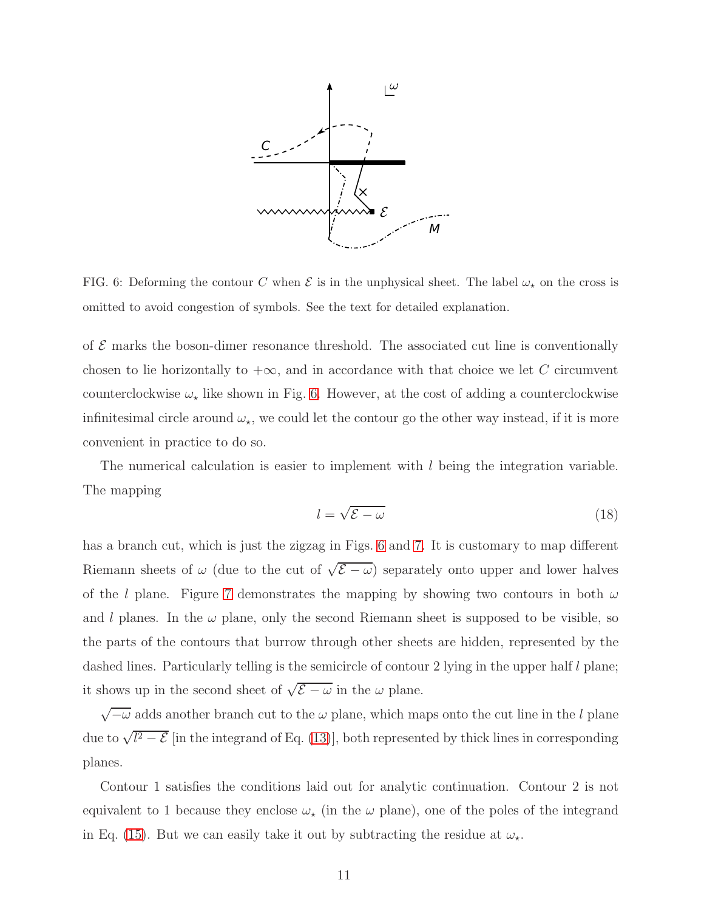FIG. 6: Deforming the contour $C$ when $\mathcal{E}$ is in the unphysical sheet. The label $\omega_\star$ on the cross is omitted to avoid congestion of symbols. See the text for detailed explanation.

of $\mathcal{E}$ marks the boson-dimer resonance threshold. The associated cut line is conventionally chosen to lie horizontally to $+\infty$, and in accordance with that choice we let $C$ circumvent counterclockwise $\omega_\star$ like shown in Fig. 6. However, at the cost of adding a counterclockwise infinitesimal circle around $\omega_\star$, we could let the contour go the other way instead, if it is more convenient in practice to do so.

The numerical calculation is easier to implement with $l$ being the integration variable. The mapping

$$l = \sqrt{\mathcal{E} - \omega} \tag{18}$$

has a branch cut, which is just the zigzag in Figs. 6 and 7. It is customary to map different Riemann sheets of $\omega$ (due to the cut of $\sqrt{\mathcal{E} - \omega}$) separately onto upper and lower halves of the $l$ plane. Figure 7 demonstrates the mapping by showing two contours in both $\omega$ and $l$ planes. In the $\omega$ plane, only the second Riemann sheet is supposed to be visible, so the parts of the contours that burrow through other sheets are hidden, represented by the dashed lines. Particularly telling is the semicircle of contour 2 lying in the upper half $l$ plane; it shows up in the second sheet of $\sqrt{\mathcal{E} - \omega}$ in the $\omega$ plane.

$\sqrt{-\omega}$ adds another branch cut to the $\omega$ plane, which maps onto the cut line in the $l$ plane due to $\sqrt{l^2 - \mathcal{E}}$ [in the integrand of Eq. (13)], both represented by thick lines in corresponding planes.

Contour 1 satisfies the conditions laid out for analytic continuation. Contour 2 is not equivalent to 1 because they enclose $\omega_\star$ (in the $\omega$ plane), one of the poles of the integrand in Eq. (15). But we can easily take it out by subtracting the residue at $\omega_\star$.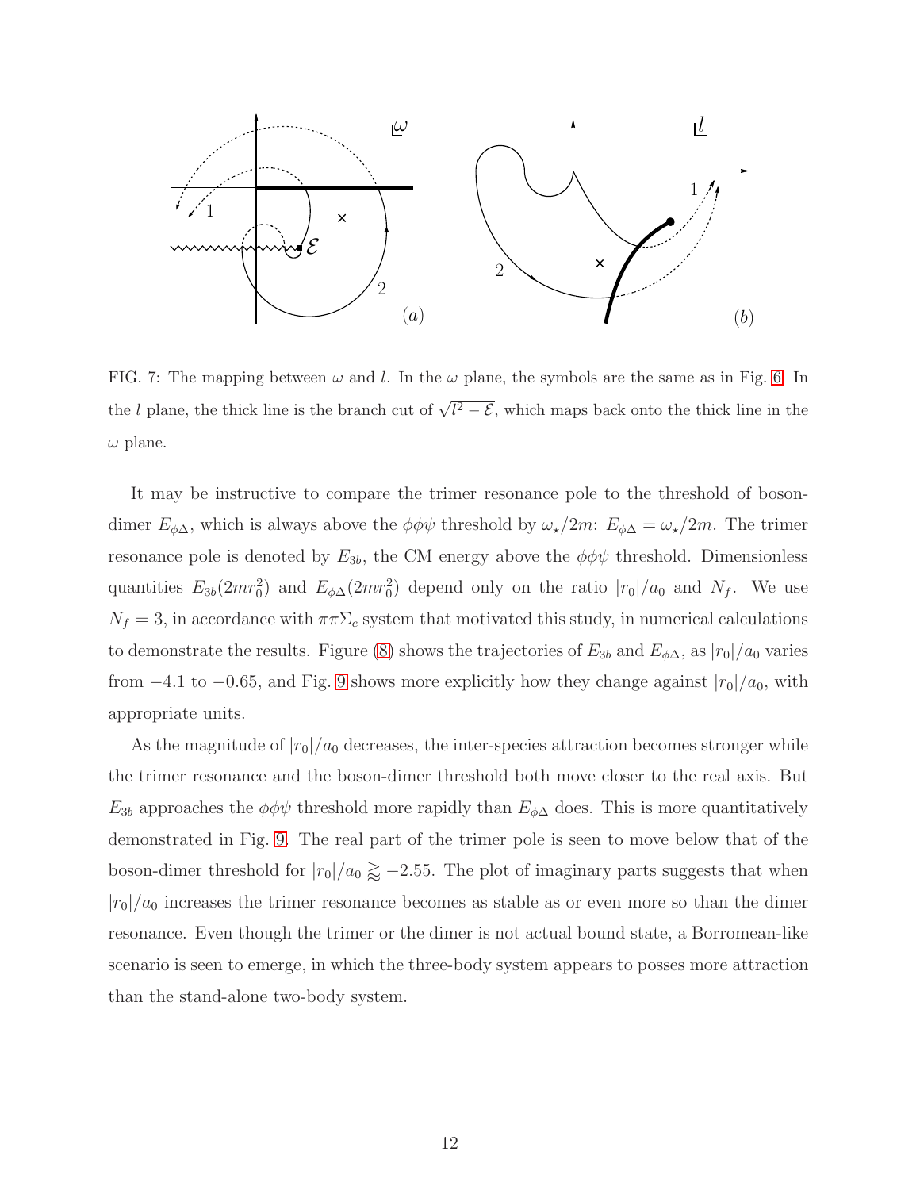FIG. 7: The mapping between $\omega$ and $l$. In the $\omega$ plane, the symbols are the same as in Fig. 6. In the $l$ plane, the thick line is the branch cut of $\sqrt{l^2 - \mathcal{E}}$, which maps back onto the thick line in the $\omega$ plane.

It may be instructive to compare the trimer resonance pole to the threshold of boson-dimer $E_{\phi\Delta}$, which is always above the $\phi\phi\psi$ threshold by $\omega_\star/2m$: $E_{\phi\Delta} = \omega_\star/2m$. The trimer resonance pole is denoted by $E_{3b}$, the CM energy above the $\phi\phi\psi$ threshold. Dimensionless quantities $E_{3b}(2mr_0^2)$ and $E_{\phi\Delta}(2mr_0^2)$ depend only on the ratio $|r_0|/a_0$ and $N_f$. We use $N_f = 3$, in accordance with $\pi\pi\Sigma_c$ system that motivated this study, in numerical calculations to demonstrate the results. Figure (8) shows the trajectories of $E_{3b}$ and $E_{\phi\Delta}$, as $|r_0|/a_0$ varies from $-4.1$ to $-0.65$, and Fig. 9 shows more explicitly how they change against $|r_0|/a_0$, with appropriate units.

As the magnitude of $|r_0|/a_0$ decreases, the inter-species attraction becomes stronger while the trimer resonance and the boson-dimer threshold both move closer to the real axis. But $E_{3b}$ approaches the $\phi\phi\psi$ threshold more rapidly than $E_{\phi\Delta}$ does. This is more quantitatively demonstrated in Fig. 9. The real part of the trimer pole is seen to move below that of the boson-dimer threshold for $|r_0|/a_0 \gtrapprox -2.55$. The plot of imaginary parts suggests that when $|r_0|/a_0$ increases the trimer resonance becomes as stable as or even more so than the dimer resonance. Even though the trimer or the dimer is not actual bound state, a Borromean-like scenario is seen to emerge, in which the three-body system appears to posses more attraction than the stand-alone two-body system.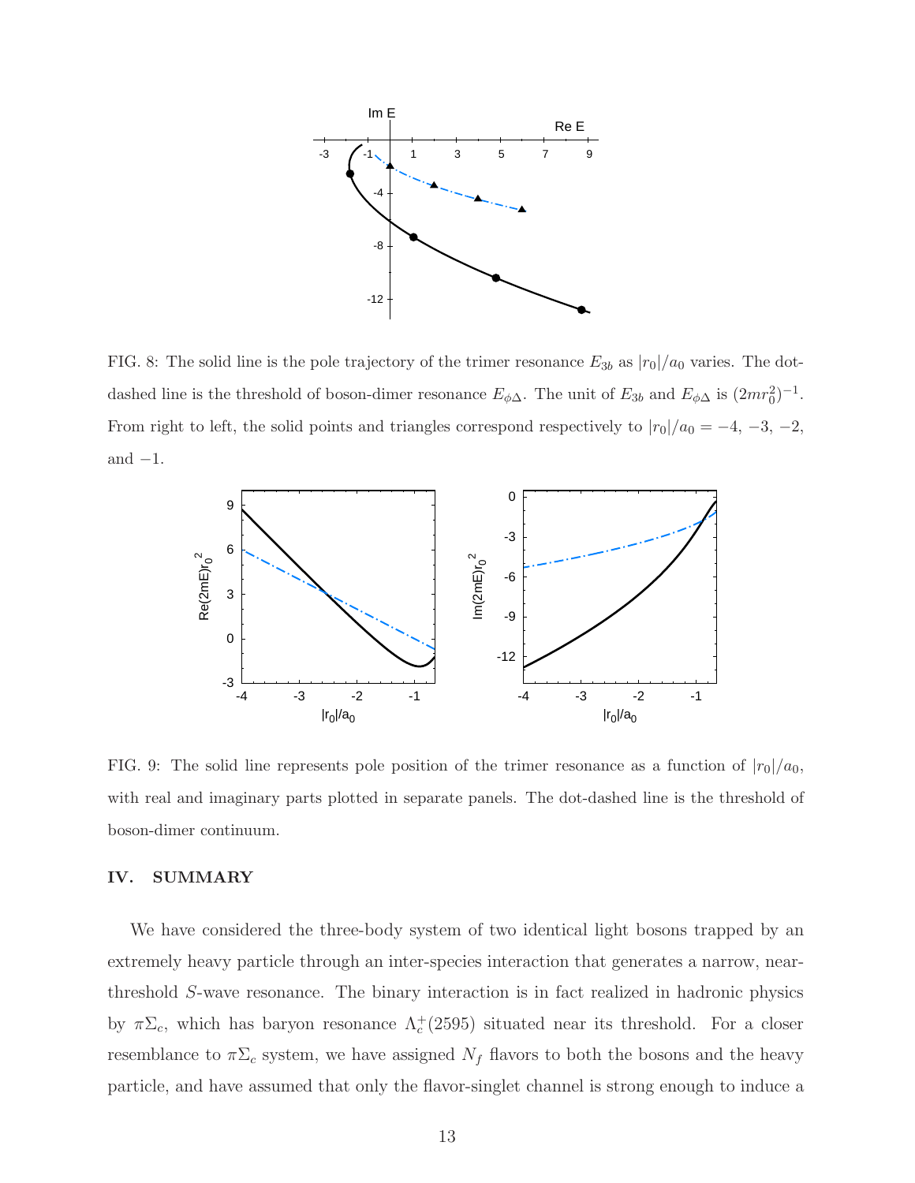FIG. 8: The solid line is the pole trajectory of the trimer resonance $E_{3b}$ as $|r_0|/a_0$ varies. The dot-dashed line is the threshold of boson-dimer resonance $E_{\phi\Delta}$. The unit of $E_{3b}$ and $E_{\phi\Delta}$ is $(2mr_0^2)^{-1}$. From right to left, the solid points and triangles correspond respectively to $|r_0|/a_0 = -4$, $-3$, $-2$, and $-1$.

FIG. 9: The solid line represents pole position of the trimer resonance as a function of $|r_0|/a_0$, with real and imaginary parts plotted in separate panels. The dot-dashed line is the threshold of boson-dimer continuum.

## IV. SUMMARY

We have considered the three-body system of two identical light bosons trapped by an extremely heavy particle through an inter-species interaction that generates a narrow, near-threshold $S$-wave resonance. The binary interaction is in fact realized in hadronic physics by $\pi\Sigma_c$, which has baryon resonance $\Lambda_c^+(2595)$ situated near its threshold. For a closer resemblance to $\pi\Sigma_c$ system, we have assigned $N_f$ flavors to both the bosons and the heavy particle, and have assumed that only the flavor-singlet channel is strong enough to induce a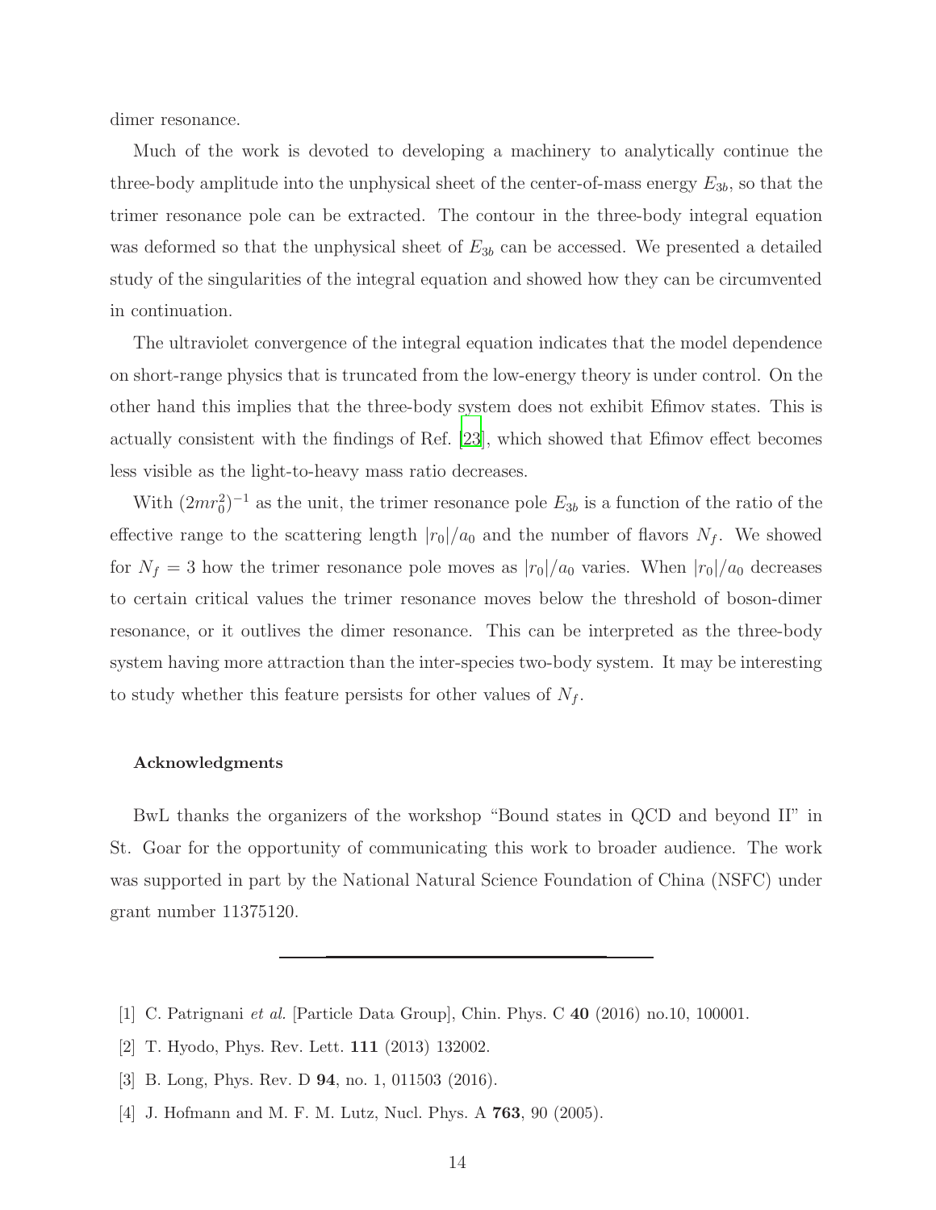dimer resonance.

Much of the work is devoted to developing a machinery to analytically continue the three-body amplitude into the unphysical sheet of the center-of-mass energy $E_{3b}$, so that the trimer resonance pole can be extracted. The contour in the three-body integral equation was deformed so that the unphysical sheet of $E_{3b}$ can be accessed. We presented a detailed study of the singularities of the integral equation and showed how they can be circumvented in continuation.

The ultraviolet convergence of the integral equation indicates that the model dependence on short-range physics that is truncated from the low-energy theory is under control. On the other hand this implies that the three-body system does not exhibit Efimov states. This is actually consistent with the findings of Ref. [23], which showed that Efimov effect becomes less visible as the light-to-heavy mass ratio decreases.

With $(2mr_0^2)^{-1}$ as the unit, the trimer resonance pole $E_{3b}$ is a function of the ratio of the effective range to the scattering length $|r_0|/a_0$ and the number of flavors $N_f$. We showed for $N_f = 3$ how the trimer resonance pole moves as $|r_0|/a_0$ varies. When $|r_0|/a_0$ decreases to certain critical values the trimer resonance moves below the threshold of boson-dimer resonance, or it outlives the dimer resonance. This can be interpreted as the three-body system having more attraction than the inter-species two-body system. It may be interesting to study whether this feature persists for other values of $N_f$.

#### Acknowledgments

BwL thanks the organizers of the workshop "Bound states in QCD and beyond II" in St. Goar for the opportunity of communicating this work to broader audience. The work was supported in part by the National Natural Science Foundation of China (NSFC) under grant number 11375120.

---

[1] C. Patrignani *et al.* [Particle Data Group], Chin. Phys. C **40** (2016) no.10, 100001.

[2] T. Hyodo, Phys. Rev. Lett. **111** (2013) 132002.

[3] B. Long, Phys. Rev. D **94**, no. 1, 011503 (2016).

[4] J. Hofmann and M. F. M. Lutz, Nucl. Phys. A **763**, 90 (2005).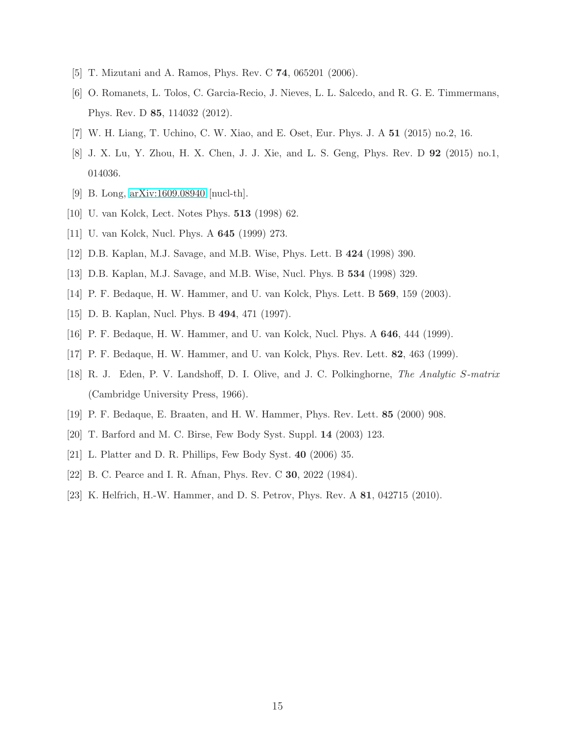[5] T. Mizutani and A. Ramos, Phys. Rev. C **74**, 065201 (2006).

[6] O. Romanets, L. Tolos, C. Garcia-Recio, J. Nieves, L. L. Salcedo, and R. G. E. Timmermans, Phys. Rev. D **85**, 114032 (2012).

[7] W. H. Liang, T. Uchino, C. W. Xiao, and E. Oset, Eur. Phys. J. A **51** (2015) no.2, 16.

[8] J. X. Lu, Y. Zhou, H. X. Chen, J. J. Xie, and L. S. Geng, Phys. Rev. D **92** (2015) no.1, 014036.

[9] B. Long, arXiv:1609.08940 [nucl-th].

[10] U. van Kolck, Lect. Notes Phys. **513** (1998) 62.

[11] U. van Kolck, Nucl. Phys. A **645** (1999) 273.

[12] D.B. Kaplan, M.J. Savage, and M.B. Wise, Phys. Lett. B **424** (1998) 390.

[13] D.B. Kaplan, M.J. Savage, and M.B. Wise, Nucl. Phys. B **534** (1998) 329.

[14] P. F. Bedaque, H. W. Hammer, and U. van Kolck, Phys. Lett. B **569**, 159 (2003).

[15] D. B. Kaplan, Nucl. Phys. B **494**, 471 (1997).

[16] P. F. Bedaque, H. W. Hammer, and U. van Kolck, Nucl. Phys. A **646**, 444 (1999).

[17] P. F. Bedaque, H. W. Hammer, and U. van Kolck, Phys. Rev. Lett. **82**, 463 (1999).

[18] R. J. Eden, P. V. Landshoff, D. I. Olive, and J. C. Polkinghorne, *The Analytic S-matrix* (Cambridge University Press, 1966).

[19] P. F. Bedaque, E. Braaten, and H. W. Hammer, Phys. Rev. Lett. **85** (2000) 908.

[20] T. Barford and M. C. Birse, Few Body Syst. Suppl. **14** (2003) 123.

[21] L. Platter and D. R. Phillips, Few Body Syst. **40** (2006) 35.

[22] B. C. Pearce and I. R. Afnan, Phys. Rev. C **30**, 2022 (1984).

[23] K. Helfrich, H.-W. Hammer, and D. S. Petrov, Phys. Rev. A **81**, 042715 (2010).